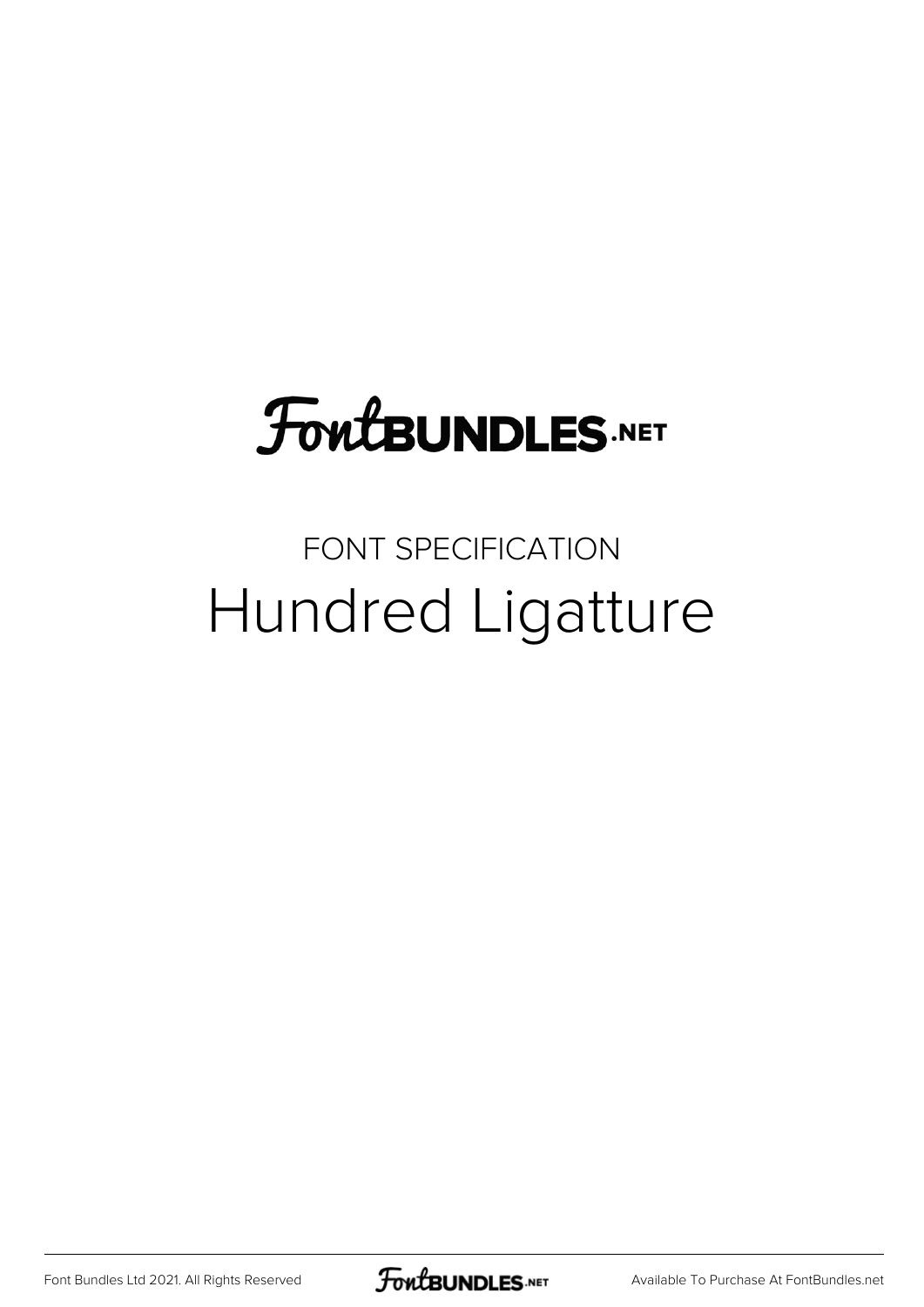# FontBUNDLES.NET

FONT SPECIFICATION

## Hundred Ligatture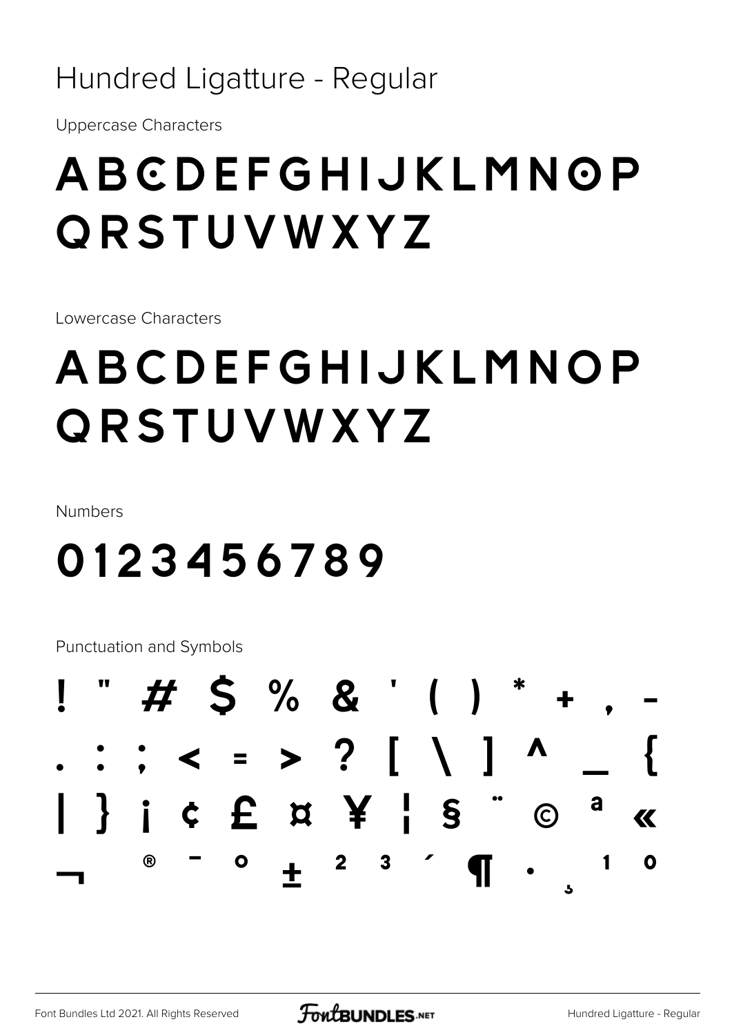# Hundred Ligatture - Regular

Uppercase Characters

ABCDEFGHIJKLMNOP
QRSTUVWXYZ

Lowercase Characters

ABCDEFGHIJKLMNOP
QRSTUVWXYZ

Numbers

0123456789

Punctuation and Symbols

! " # $ % & ' ( ) * + , -
. : ; < = > ? [ \ ] ^ _ {
| } ¡ ¢ £ ¤ ¥ ¦ § ¨ © ª «
¬ ® ¯ ° ± ² ³ ´ ¶ · ¸ ¹ º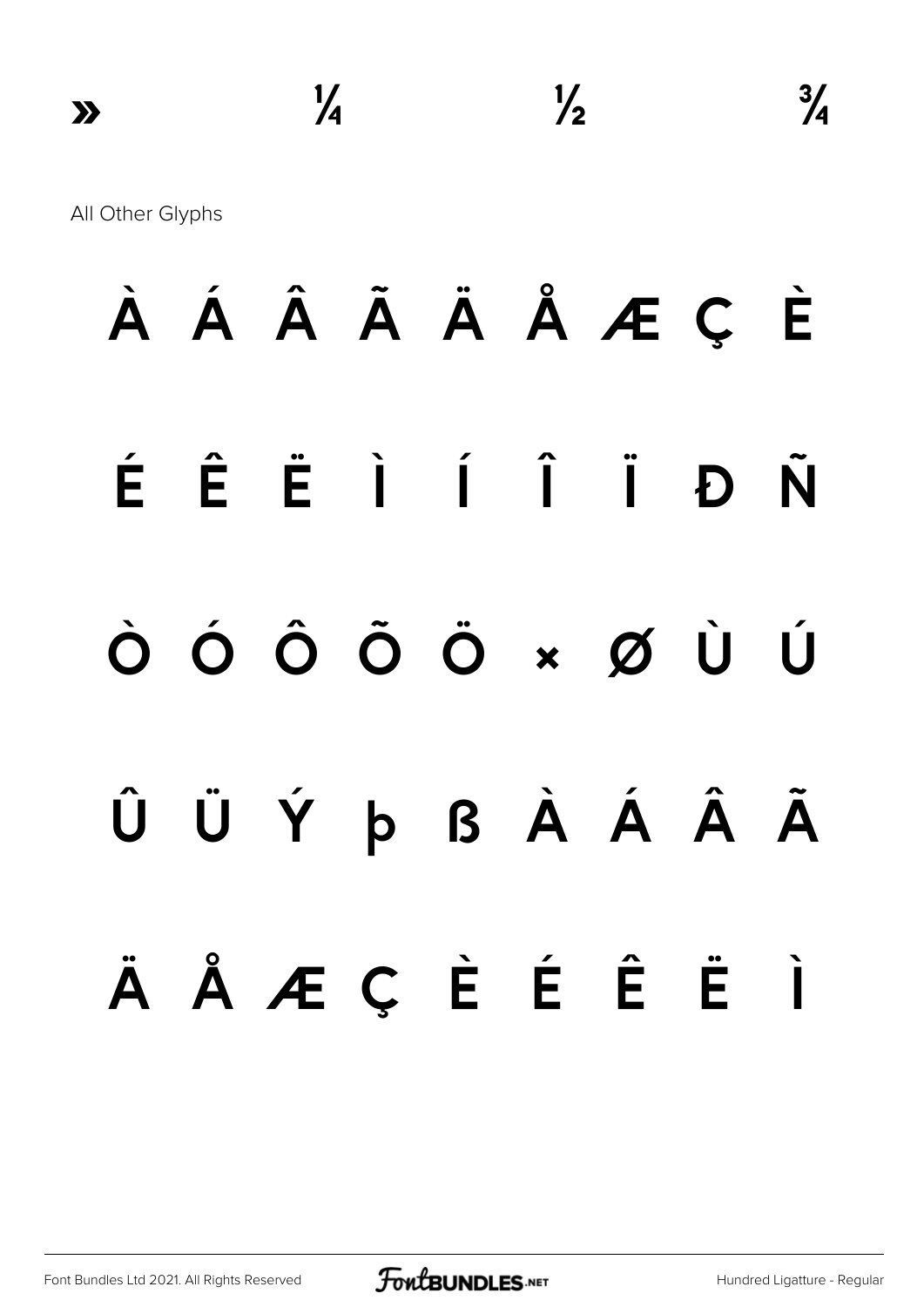» ¼ ½ ¾

All Other Glyphs

À Á Â Ã Ä Å Æ Ç È

É Ê Ë Ì Í Î Ï Đ Ñ

Ò Ó Ô Õ Ö × Ø Ù Ú

Û Ü Ý þ ß À Á Â Ã

Ä Å Æ Ç È É Ê Ë Ì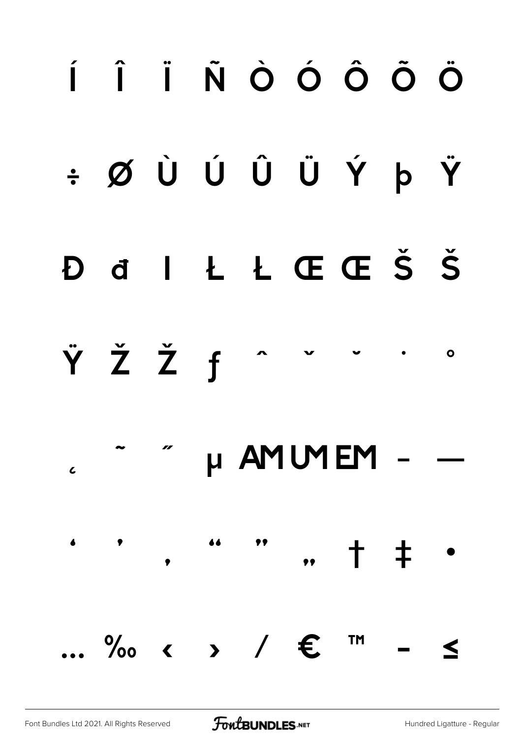Í Î Ï Ñ Ò Ó Ô Õ Ö

÷ Ø Ù Ú Û Ü Ý þ Ÿ

Đ đ I Ł Ł Œ Œ Š Š

Ÿ Ž Ž ƒ ˆ ˇ ˘ ˙ ˚

˛ ˜ ˝ µ AM UM EM – —

‘ ’ ‚ “ ” „ † ‡ •

… ‰ ‹ › ⁄ € ™ − ≤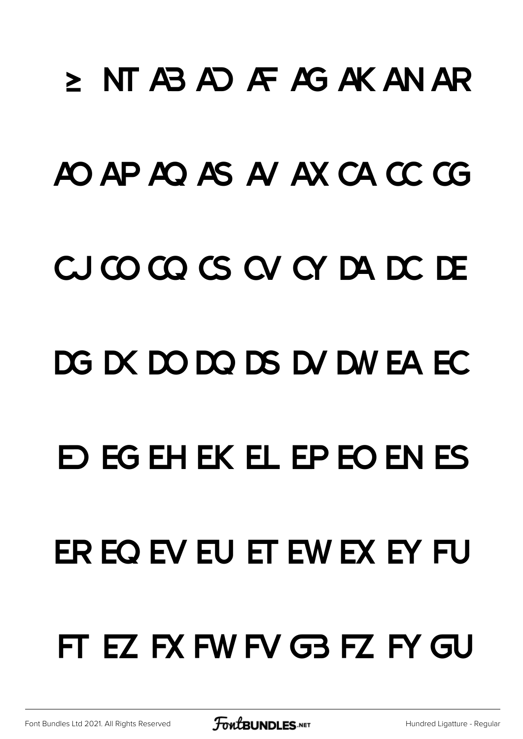≥ NT AB AD AF AG AK AN AR

AO AP AQ AS AV AX CA CC CG

CJ CO CQ CS CV CY DA DC DE

DG DK DO DQ DS DV DW EA EC

ED EG EH EK EL EP EO EN ES

ER EQ EV EU ET EW EX EY FU

FT EZ FX FW FV GB FZ FY GU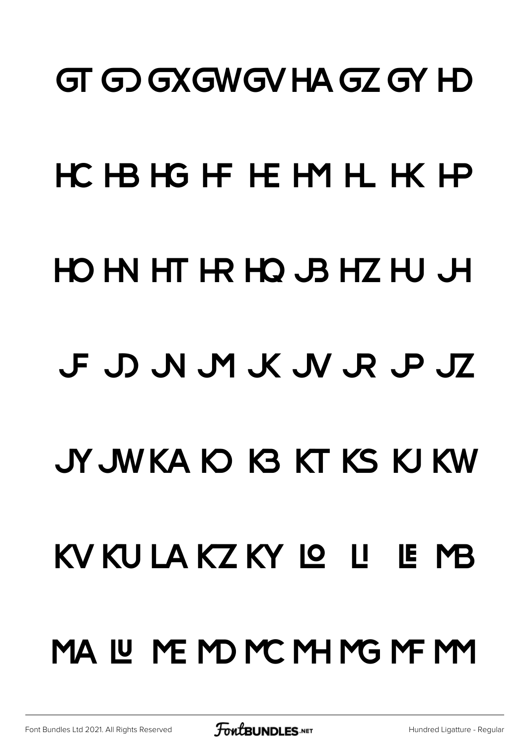GT GD GX GW GV HA GZ GY HD

HC HB HG HF HE HM HL HK HP

HO HN HT HR HQ JB HZ HU JH

JF JD JN JM JK JV JR JP JZ

JY JW KA KO KB KT KS KJ KW

KV KU LA KZ KY LO LI LE MB

MA LU ME MD MC MH MG MF MM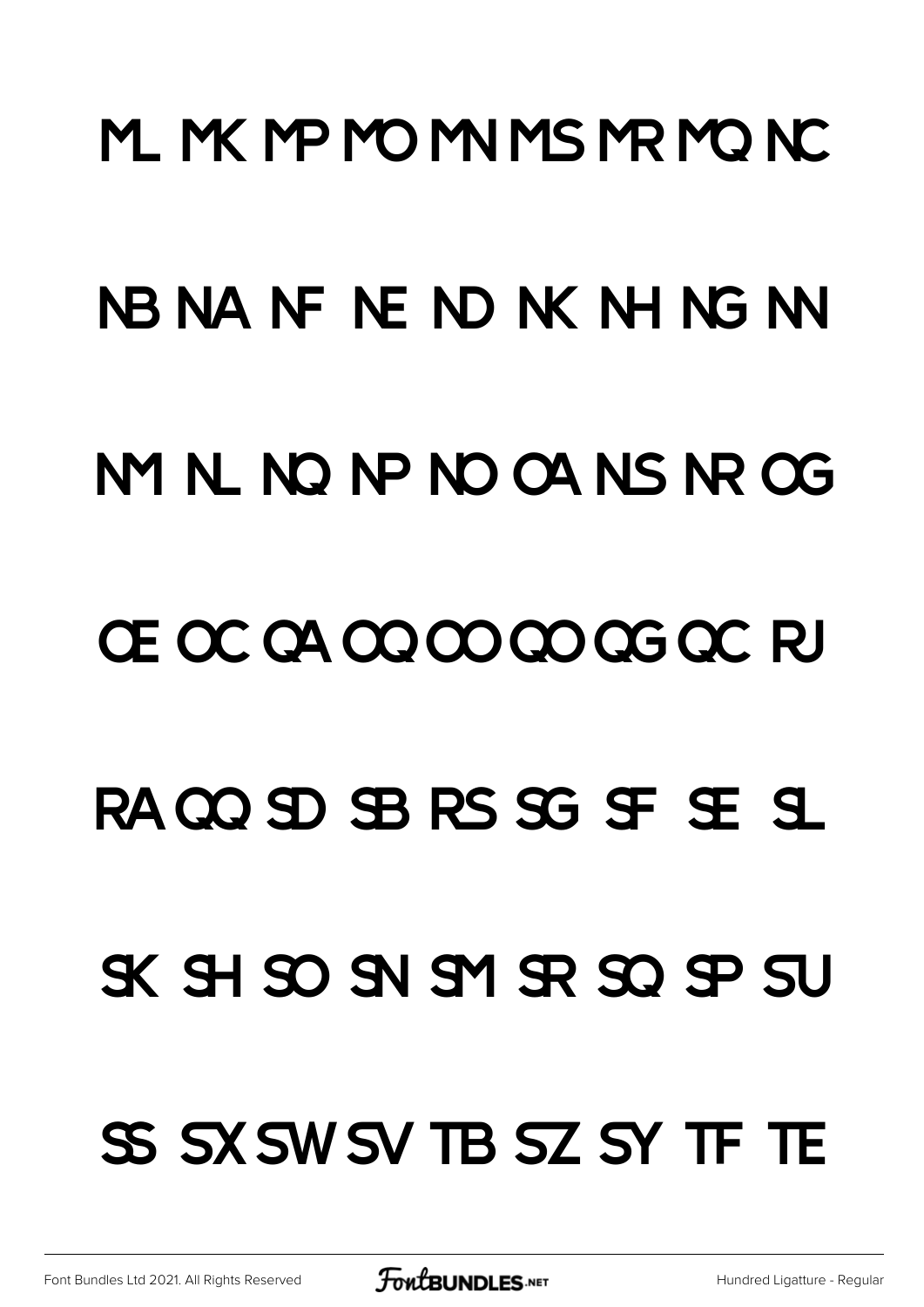ML MK MP MO MN MS MR MQ NC

NB NA NF NE ND NK NH NG NN

NM NL NQ NP NO OA NS NR OG

OE OC QA OQ OO QO QG QC RJ

RA QQ SD SB RS SG SF SE SL

SK SH SO SN SM SR SQ SP SU

SS SX SW SV TB SZ SY TF TE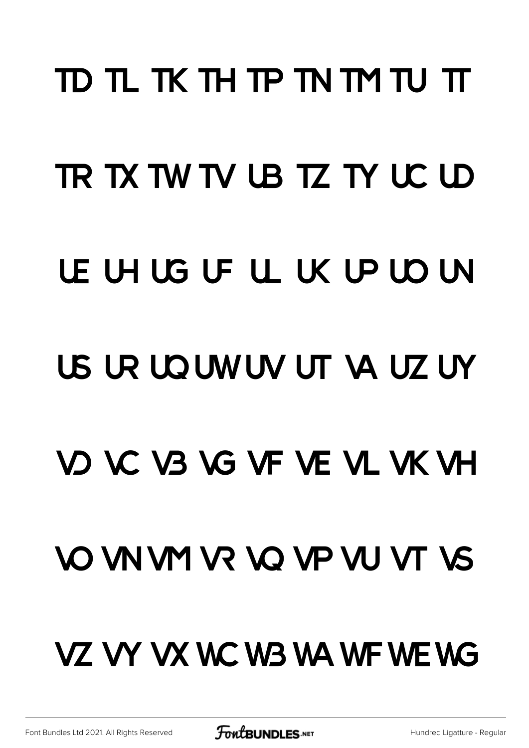TD TL TK TH TP TN TM TU TT

TR TX TW TV UB TZ TY UC UD

UE UH UG UF UL UK UP UO UN

US UR UQ UW UV UT VA UZ UY

VD VC VB VG VF VE VL VK VH

VO VN VM VR VQ VP VU VT VS

VZ VY VX WC WB WA WF WE WG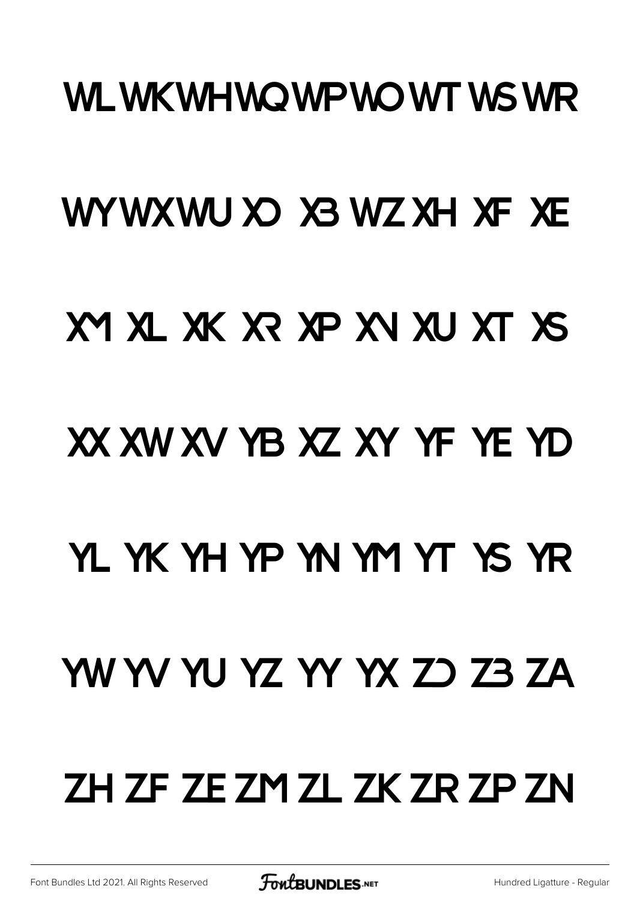WL WK WH WQ WP WO WT WS WR

WY WX WU XO XB WZ XH XF XE

XM XL XK XR XP XN XU XT XS

XX XW XV YB XZ XY YF YE YD

YL YK YH YP YN YM YT YS YR

YW YV YU YZ YY YX ZD ZB ZA

ZH ZF ZE ZM ZL ZK ZR ZP ZN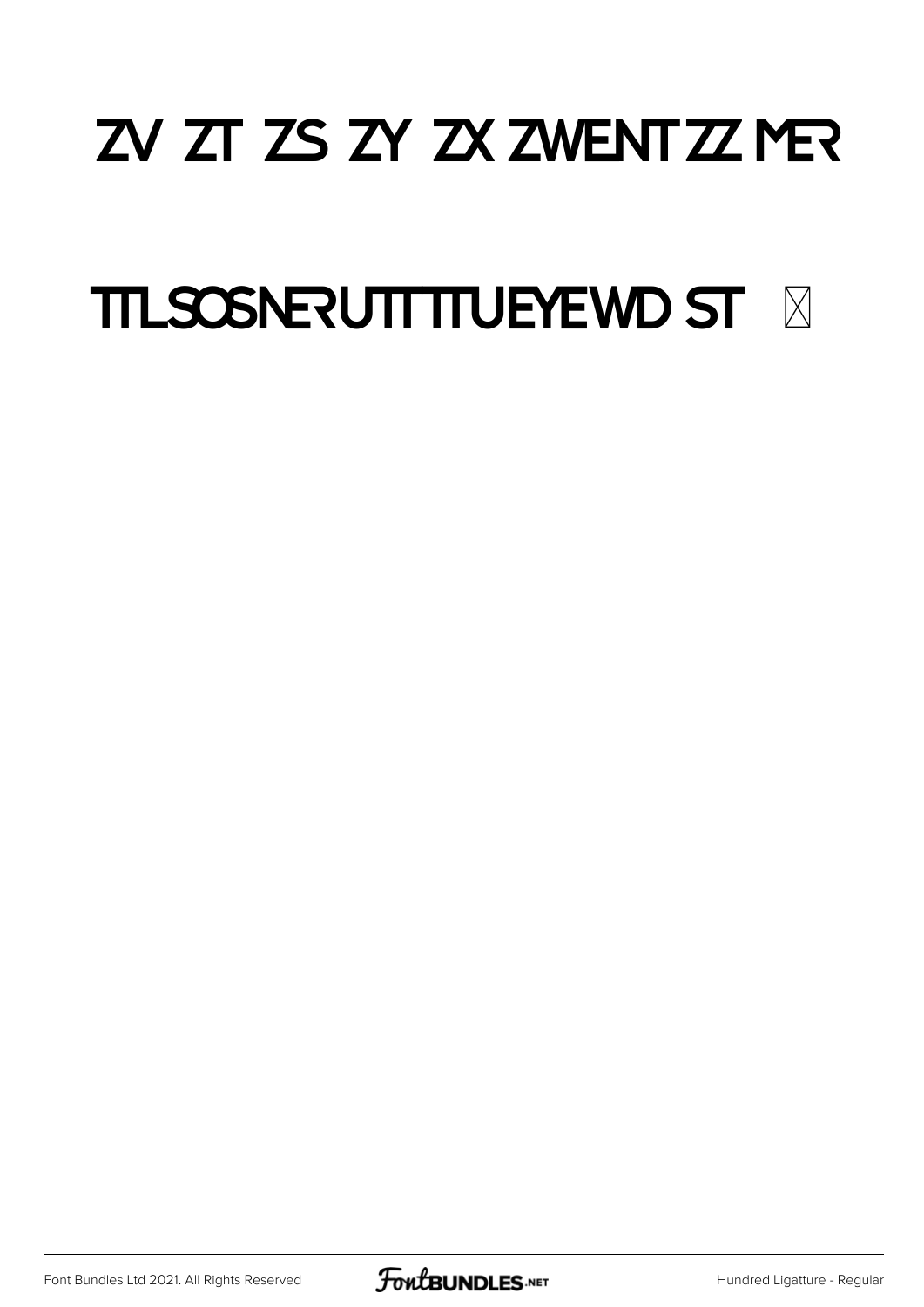ZV ZT ZS ZY ZX ZWENT ZZ MER

TTLSOSNERUTTTTUEYEWD ST